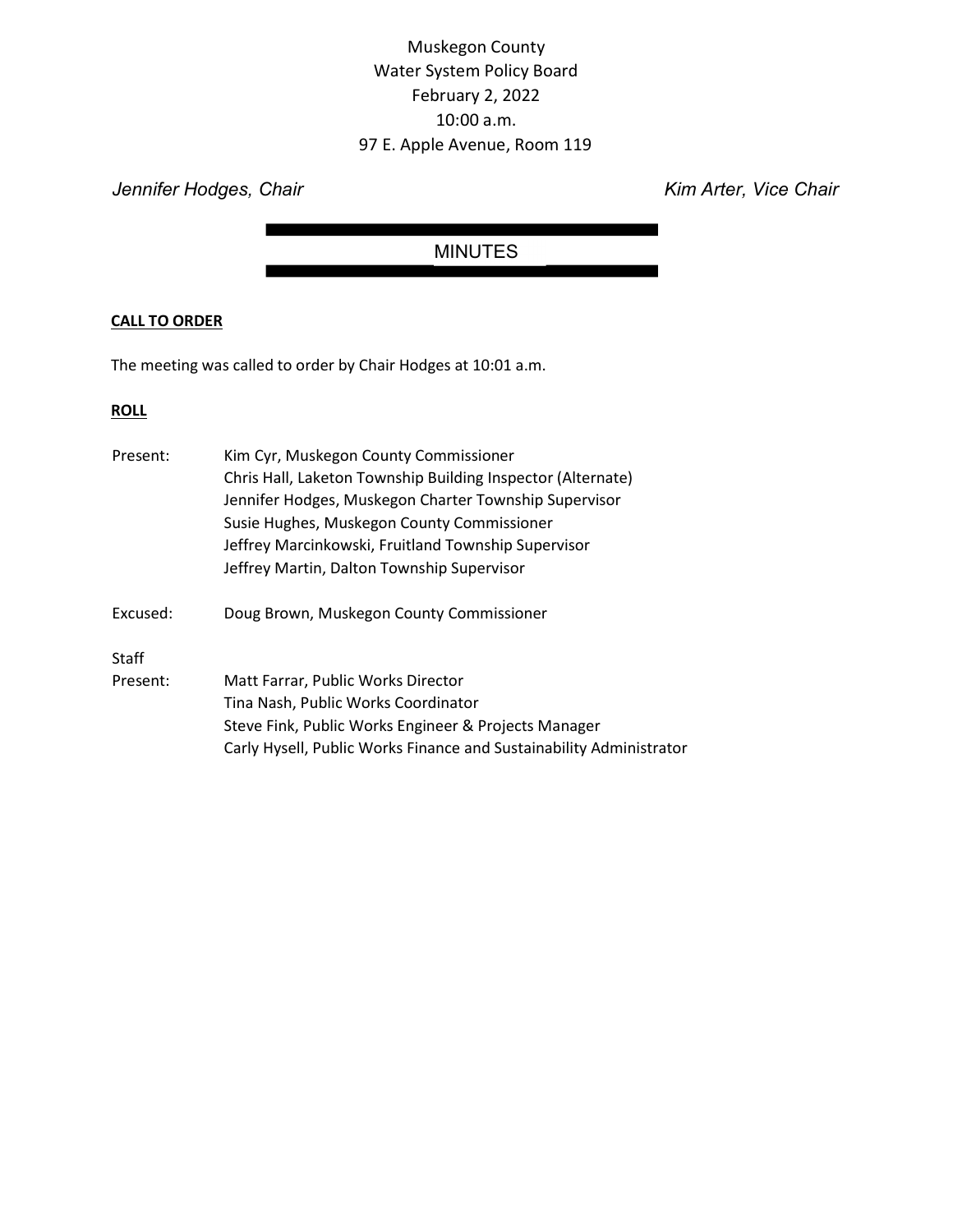Muskegon County
Water System Policy Board
February 2, 2022
10:00 a.m.
97 E. Apple Avenue, Room 119

*Jennifer Hodges, Chair* *Kim Arter, Vice Chair*

# MINUTES

**CALL TO ORDER**

The meeting was called to order by Chair Hodges at 10:01 a.m.

**ROLL**

Present: Kim Cyr, Muskegon County Commissioner
Chris Hall, Laketon Township Building Inspector (Alternate)
Jennifer Hodges, Muskegon Charter Township Supervisor
Susie Hughes, Muskegon County Commissioner
Jeffrey Marcinkowski, Fruitland Township Supervisor
Jeffrey Martin, Dalton Township Supervisor

Excused: Doug Brown, Muskegon County Commissioner

Staff
Present: Matt Farrar, Public Works Director
Tina Nash, Public Works Coordinator
Steve Fink, Public Works Engineer & Projects Manager
Carly Hysell, Public Works Finance and Sustainability Administrator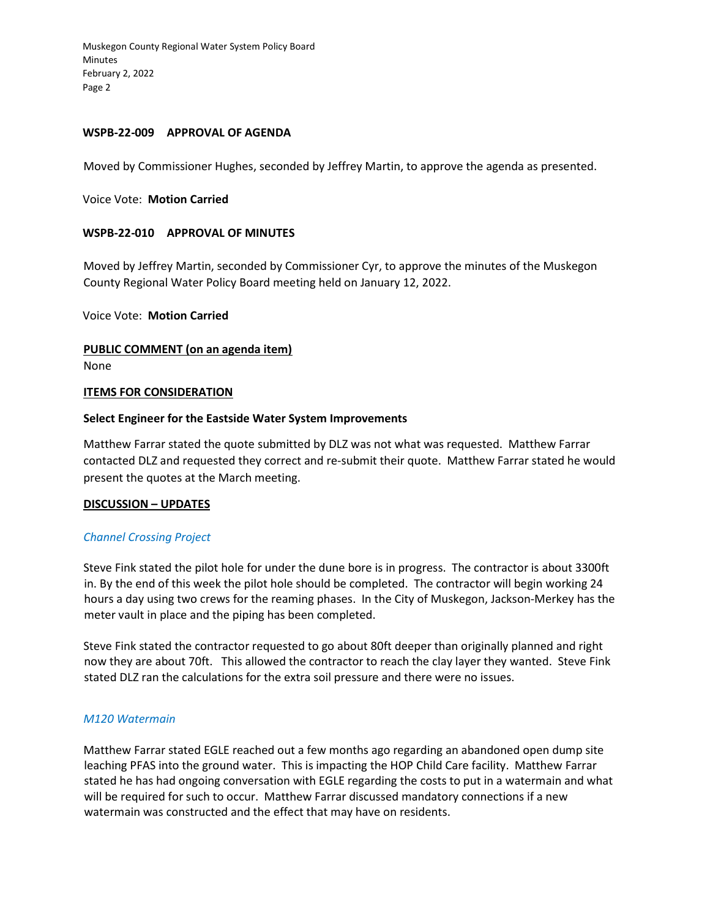**WSPB-22-009 APPROVAL OF AGENDA**

Moved by Commissioner Hughes, seconded by Jeffrey Martin, to approve the agenda as presented.

Voice Vote: **Motion Carried**

**WSPB-22-010 APPROVAL OF MINUTES**

Moved by Jeffrey Martin, seconded by Commissioner Cyr, to approve the minutes of the Muskegon County Regional Water Policy Board meeting held on January 12, 2022.

Voice Vote: **Motion Carried**

**PUBLIC COMMENT (on an agenda item)**

None

**ITEMS FOR CONSIDERATION**

**Select Engineer for the Eastside Water System Improvements**

Matthew Farrar stated the quote submitted by DLZ was not what was requested. Matthew Farrar contacted DLZ and requested they correct and re-submit their quote. Matthew Farrar stated he would present the quotes at the March meeting.

**DISCUSSION – UPDATES**

*Channel Crossing Project*

Steve Fink stated the pilot hole for under the dune bore is in progress. The contractor is about 3300ft in. By the end of this week the pilot hole should be completed. The contractor will begin working 24 hours a day using two crews for the reaming phases. In the City of Muskegon, Jackson-Merkey has the meter vault in place and the piping has been completed.

Steve Fink stated the contractor requested to go about 80ft deeper than originally planned and right now they are about 70ft. This allowed the contractor to reach the clay layer they wanted. Steve Fink stated DLZ ran the calculations for the extra soil pressure and there were no issues.

*M120 Watermain*

Matthew Farrar stated EGLE reached out a few months ago regarding an abandoned open dump site leaching PFAS into the ground water. This is impacting the HOP Child Care facility. Matthew Farrar stated he has had ongoing conversation with EGLE regarding the costs to put in a watermain and what will be required for such to occur. Matthew Farrar discussed mandatory connections if a new watermain was constructed and the effect that may have on residents.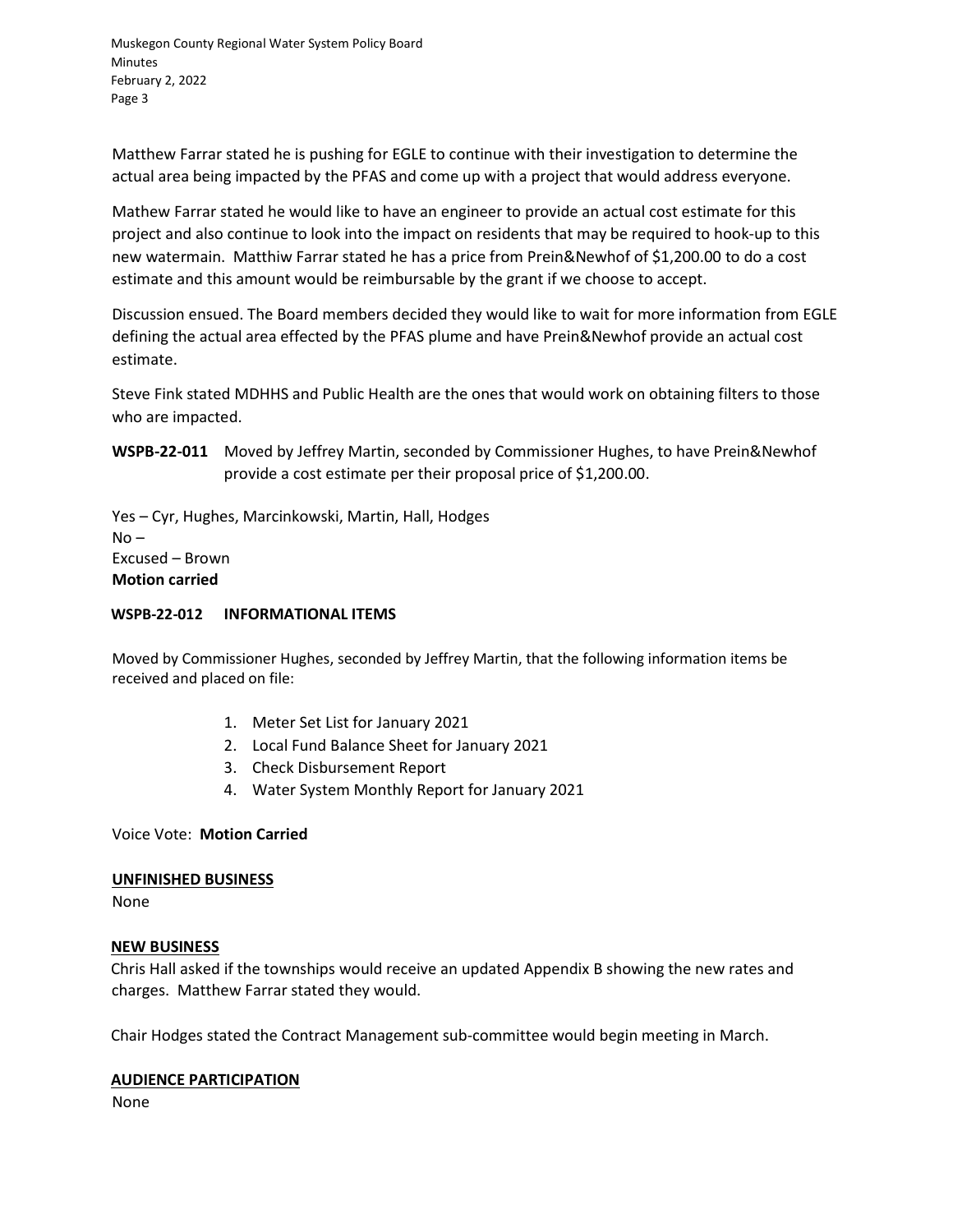Matthew Farrar stated he is pushing for EGLE to continue with their investigation to determine the actual area being impacted by the PFAS and come up with a project that would address everyone.

Mathew Farrar stated he would like to have an engineer to provide an actual cost estimate for this project and also continue to look into the impact on residents that may be required to hook-up to this new watermain. Matthiw Farrar stated he has a price from Prein&Newhof of $1,200.00 to do a cost estimate and this amount would be reimbursable by the grant if we choose to accept.

Discussion ensued. The Board members decided they would like to wait for more information from EGLE defining the actual area effected by the PFAS plume and have Prein&Newhof provide an actual cost estimate.

Steve Fink stated MDHHS and Public Health are the ones that would work on obtaining filters to those who are impacted.

**WSPB-22-011** Moved by Jeffrey Martin, seconded by Commissioner Hughes, to have Prein&Newhof provide a cost estimate per their proposal price of $1,200.00.

Yes – Cyr, Hughes, Marcinkowski, Martin, Hall, Hodges
No –
Excused – Brown
**Motion carried**

**WSPB-22-012 INFORMATIONAL ITEMS**

Moved by Commissioner Hughes, seconded by Jeffrey Martin, that the following information items be received and placed on file:

1. Meter Set List for January 2021
2. Local Fund Balance Sheet for January 2021
3. Check Disbursement Report
4. Water System Monthly Report for January 2021

Voice Vote: **Motion Carried**

**UNFINISHED BUSINESS**

None

**NEW BUSINESS**

Chris Hall asked if the townships would receive an updated Appendix B showing the new rates and charges. Matthew Farrar stated they would.

Chair Hodges stated the Contract Management sub-committee would begin meeting in March.

**AUDIENCE PARTICIPATION**

None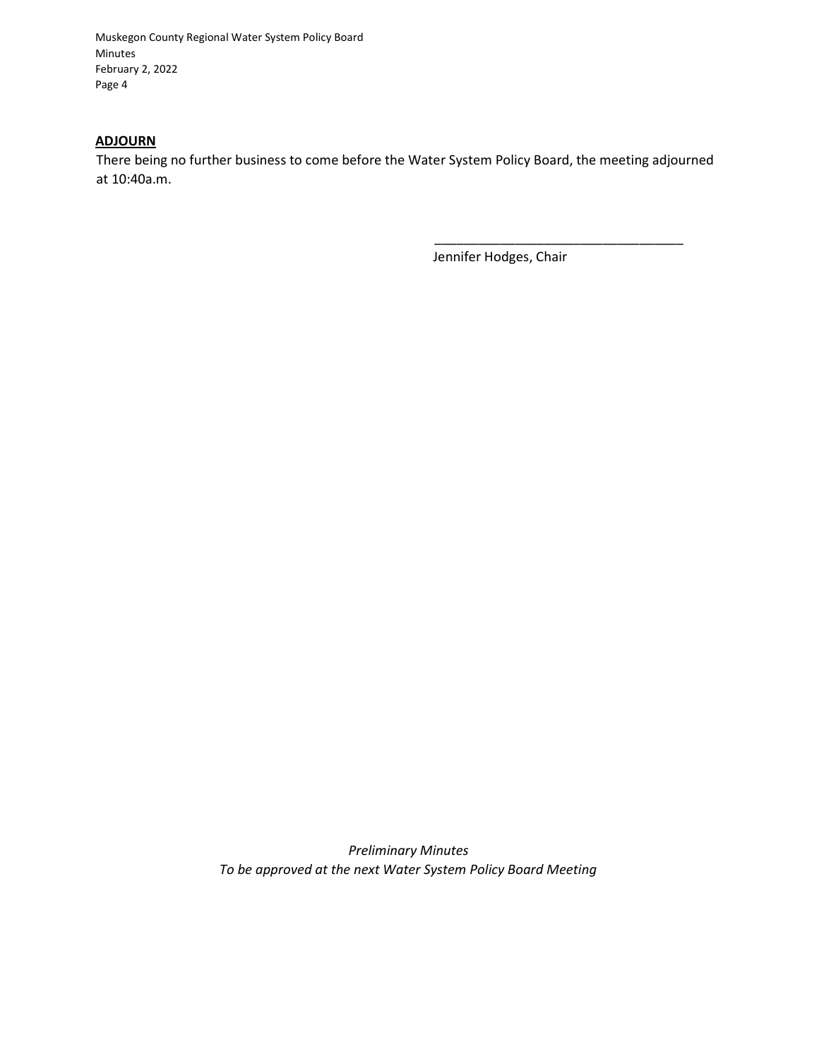**ADJOURN**

There being no further business to come before the Water System Policy Board, the meeting adjourned at 10:40a.m.

\_\_\_\_\_\_\_\_\_\_\_\_\_\_\_\_\_\_\_\_\_\_\_\_\_\_\_\_\_\_\_\_\_\_

Jennifer Hodges, Chair

*Preliminary Minutes*

*To be approved at the next Water System Policy Board Meeting*